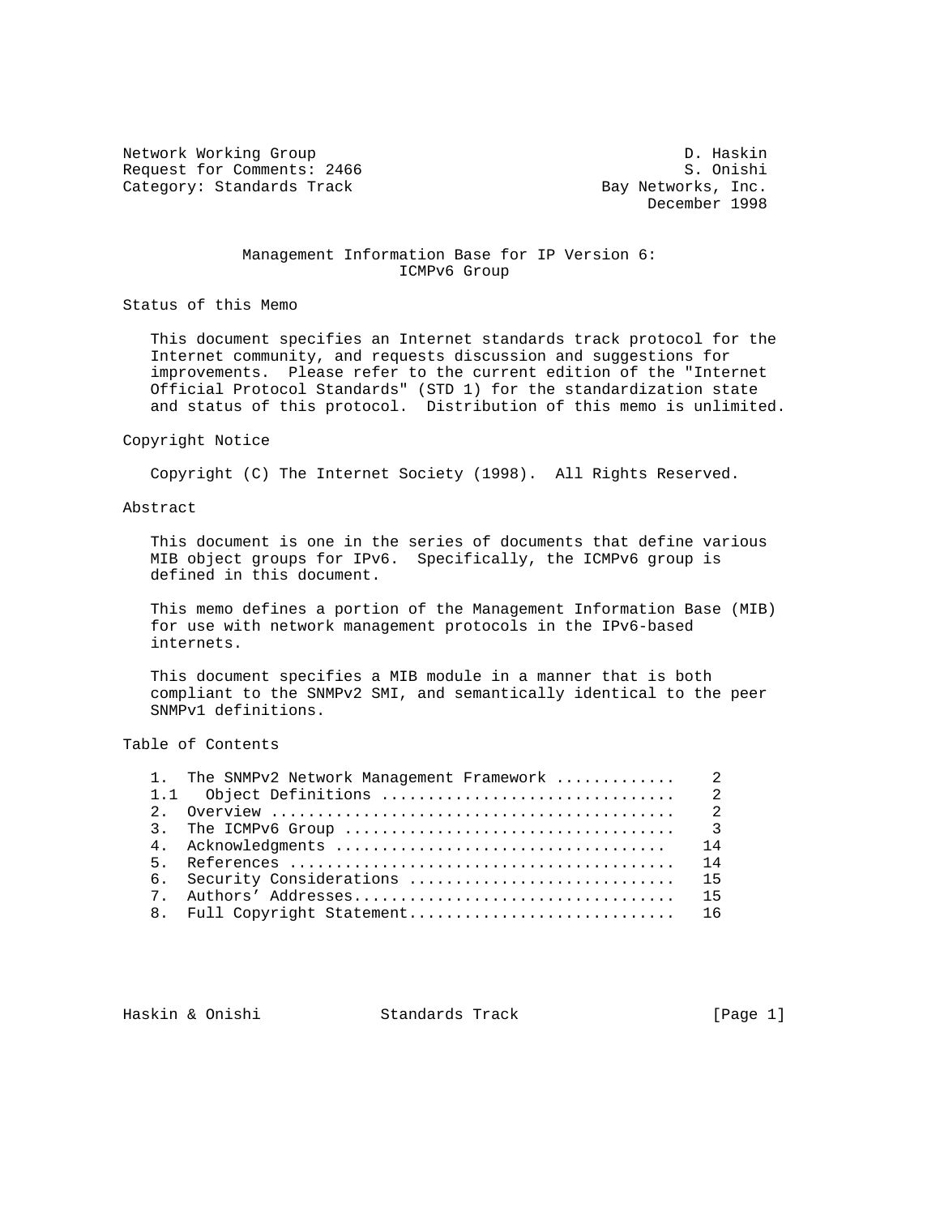Network Working Group D. Haskin
Request for Comments: 2466 S. Onishi
Category: Standards Track Bay Networks, Inc.
December 1998

# Management Information Base for IP Version 6: ICMPv6 Group

## Status of this Memo

This document specifies an Internet standards track protocol for the Internet community, and requests discussion and suggestions for improvements. Please refer to the current edition of the "Internet Official Protocol Standards" (STD 1) for the standardization state and status of this protocol. Distribution of this memo is unlimited.

## Copyright Notice

Copyright (C) The Internet Society (1998). All Rights Reserved.

## Abstract

This document is one in the series of documents that define various MIB object groups for IPv6. Specifically, the ICMPv6 group is defined in this document.

This memo defines a portion of the Management Information Base (MIB) for use with network management protocols in the IPv6-based internets.

This document specifies a MIB module in a manner that is both compliant to the SNMPv2 SMI, and semantically identical to the peer SNMPv1 definitions.

## Table of Contents

```
1.   The SNMPv2 Network Management Framework ............   2
1.1   Object Definitions ................................   2
2.   Overview ...........................................   2
3.   The ICMPv6 Group ...................................   3
4.   Acknowledgments ...................................   14
5.   References ........................................   14
6.   Security Considerations ...........................   15
7.   Authors' Addresses.................................   15
8.   Full Copyright Statement...........................   16
```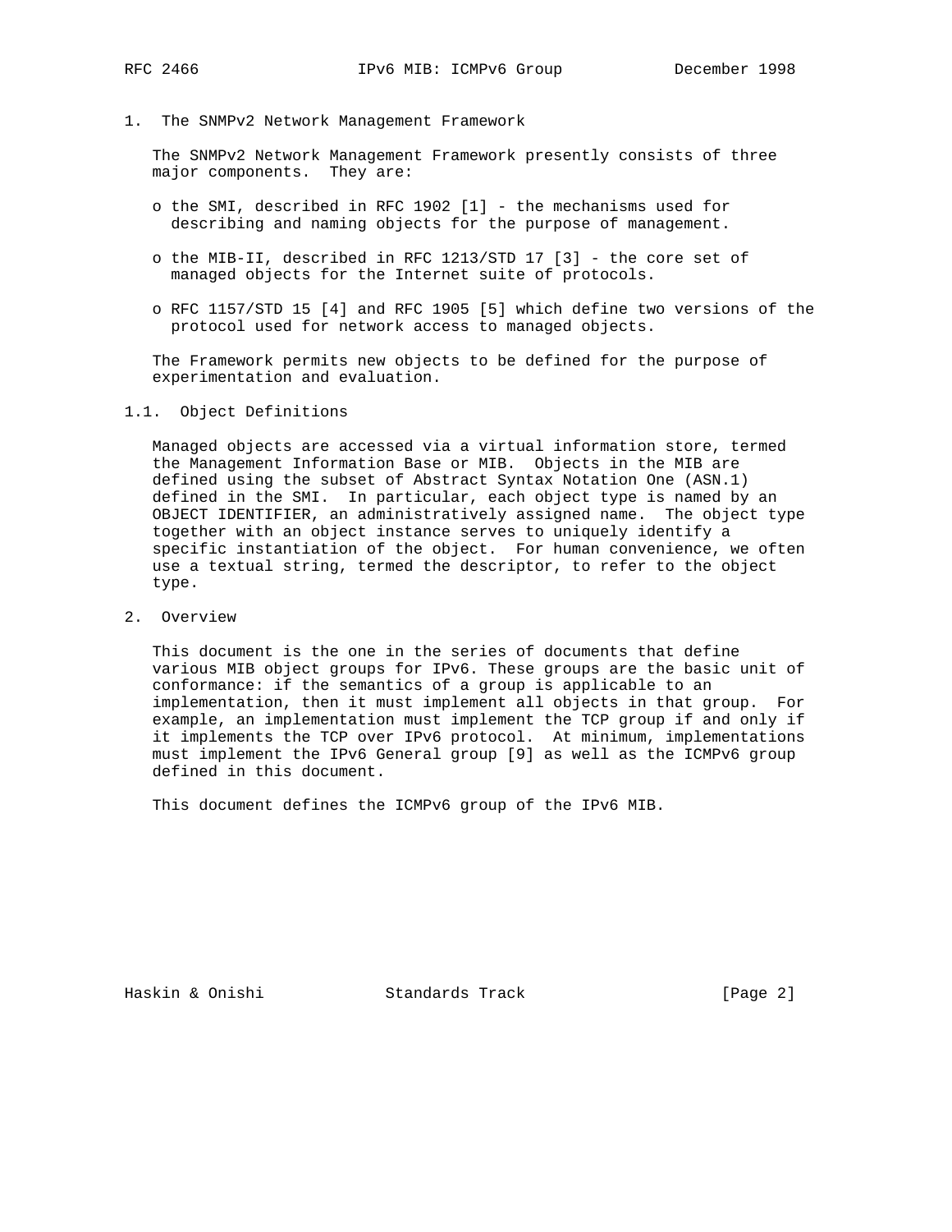## 1. The SNMPv2 Network Management Framework

The SNMPv2 Network Management Framework presently consists of three major components. They are:

- o the SMI, described in RFC 1902 [1] - the mechanisms used for describing and naming objects for the purpose of management.
- o the MIB-II, described in RFC 1213/STD 17 [3] - the core set of managed objects for the Internet suite of protocols.
- o RFC 1157/STD 15 [4] and RFC 1905 [5] which define two versions of the protocol used for network access to managed objects.

The Framework permits new objects to be defined for the purpose of experimentation and evaluation.

### 1.1. Object Definitions

Managed objects are accessed via a virtual information store, termed the Management Information Base or MIB. Objects in the MIB are defined using the subset of Abstract Syntax Notation One (ASN.1) defined in the SMI. In particular, each object type is named by an OBJECT IDENTIFIER, an administratively assigned name. The object type together with an object instance serves to uniquely identify a specific instantiation of the object. For human convenience, we often use a textual string, termed the descriptor, to refer to the object type.

## 2. Overview

This document is the one in the series of documents that define various MIB object groups for IPv6. These groups are the basic unit of conformance: if the semantics of a group is applicable to an implementation, then it must implement all objects in that group. For example, an implementation must implement the TCP group if and only if it implements the TCP over IPv6 protocol. At minimum, implementations must implement the IPv6 General group [9] as well as the ICMPv6 group defined in this document.

This document defines the ICMPv6 group of the IPv6 MIB.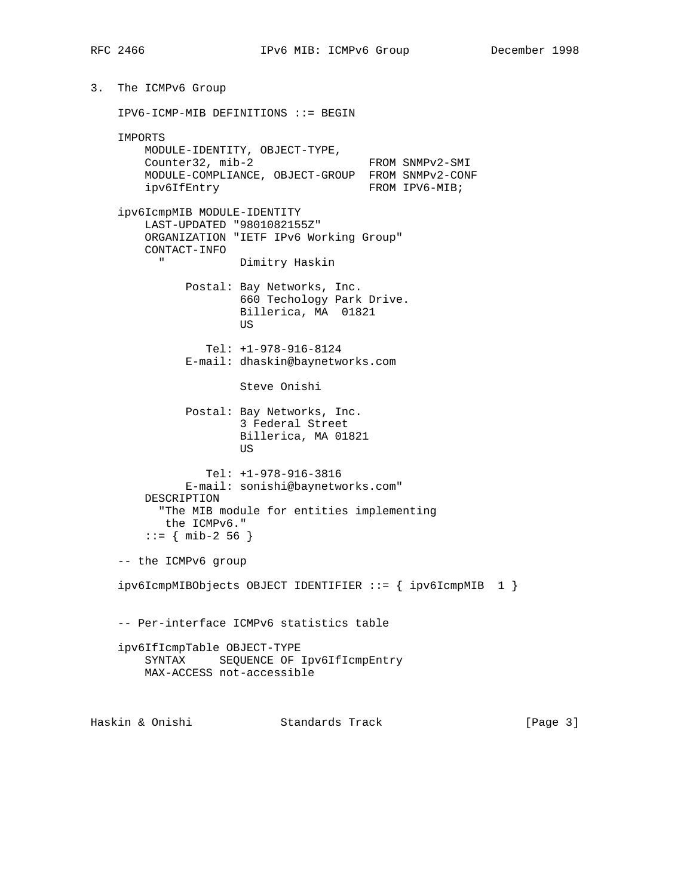## 3. The ICMPv6 Group

```
IPV6-ICMP-MIB DEFINITIONS ::= BEGIN

IMPORTS
    MODULE-IDENTITY, OBJECT-TYPE,
    Counter32, mib-2                 FROM SNMPv2-SMI
    MODULE-COMPLIANCE, OBJECT-GROUP  FROM SNMPv2-CONF
    ipv6IfEntry                      FROM IPV6-MIB;

ipv6IcmpMIB MODULE-IDENTITY
    LAST-UPDATED "9801082155Z"
    ORGANIZATION "IETF IPv6 Working Group"
    CONTACT-INFO
      "           Dimitry Haskin

            Postal: Bay Networks, Inc.
                    660 Techology Park Drive.
                    Billerica, MA  01821
                    US

               Tel: +1-978-916-8124
            E-mail: dhaskin@baynetworks.com

                    Steve Onishi

            Postal: Bay Networks, Inc.
                    3 Federal Street
                    Billerica, MA 01821
                    US

               Tel: +1-978-916-3816
            E-mail: sonishi@baynetworks.com"
    DESCRIPTION
      "The MIB module for entities implementing
       the ICMPv6."
    ::= { mib-2 56 }

-- the ICMPv6 group

ipv6IcmpMIBObjects OBJECT IDENTIFIER ::= { ipv6IcmpMIB  1 }


-- Per-interface ICMPv6 statistics table

ipv6IfIcmpTable OBJECT-TYPE
    SYNTAX     SEQUENCE OF Ipv6IfIcmpEntry
    MAX-ACCESS not-accessible
```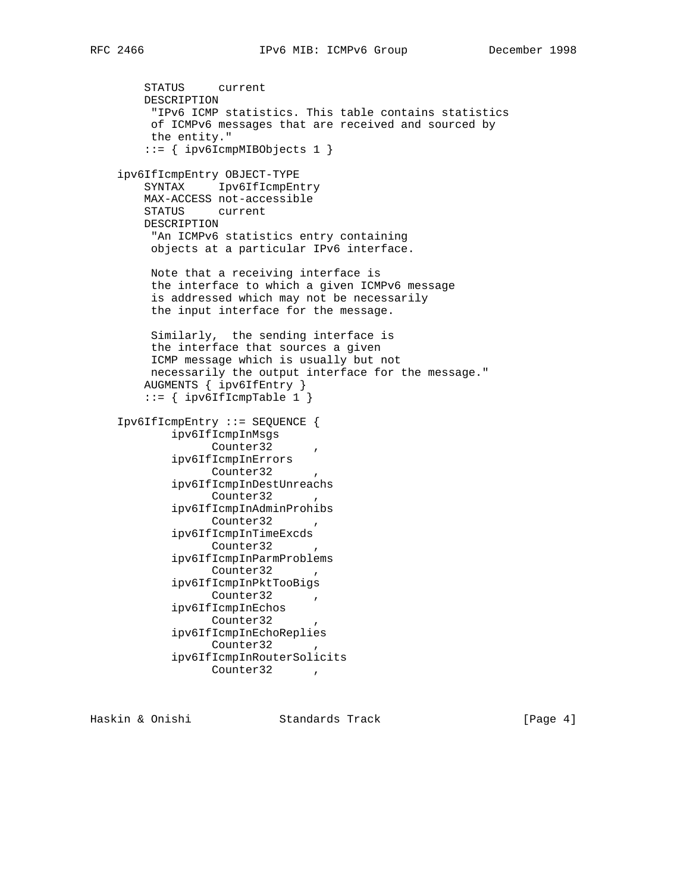```
        STATUS     current
        DESCRIPTION
         "IPv6 ICMP statistics. This table contains statistics
         of ICMPv6 messages that are received and sourced by
         the entity."
        ::= { ipv6IcmpMIBObjects 1 }

    ipv6IfIcmpEntry OBJECT-TYPE
        SYNTAX     Ipv6IfIcmpEntry
        MAX-ACCESS not-accessible
        STATUS     current
        DESCRIPTION
         "An ICMPv6 statistics entry containing
         objects at a particular IPv6 interface.

         Note that a receiving interface is
         the interface to which a given ICMPv6 message
         is addressed which may not be necessarily
         the input interface for the message.

         Similarly,  the sending interface is
         the interface that sources a given
         ICMP message which is usually but not
         necessarily the output interface for the message."
        AUGMENTS { ipv6IfEntry }
        ::= { ipv6IfIcmpTable 1 }

    Ipv6IfIcmpEntry ::= SEQUENCE {
            ipv6IfIcmpInMsgs
                  Counter32      ,
            ipv6IfIcmpInErrors
                  Counter32      ,
            ipv6IfIcmpInDestUnreachs
                  Counter32      ,
            ipv6IfIcmpInAdminProhibs
                  Counter32      ,
            ipv6IfIcmpInTimeExcds
                  Counter32      ,
            ipv6IfIcmpInParmProblems
                  Counter32      ,
            ipv6IfIcmpInPktTooBigs
                  Counter32      ,
            ipv6IfIcmpInEchos
                  Counter32      ,
            ipv6IfIcmpInEchoReplies
                  Counter32      ,
            ipv6IfIcmpInRouterSolicits
                  Counter32      ,
```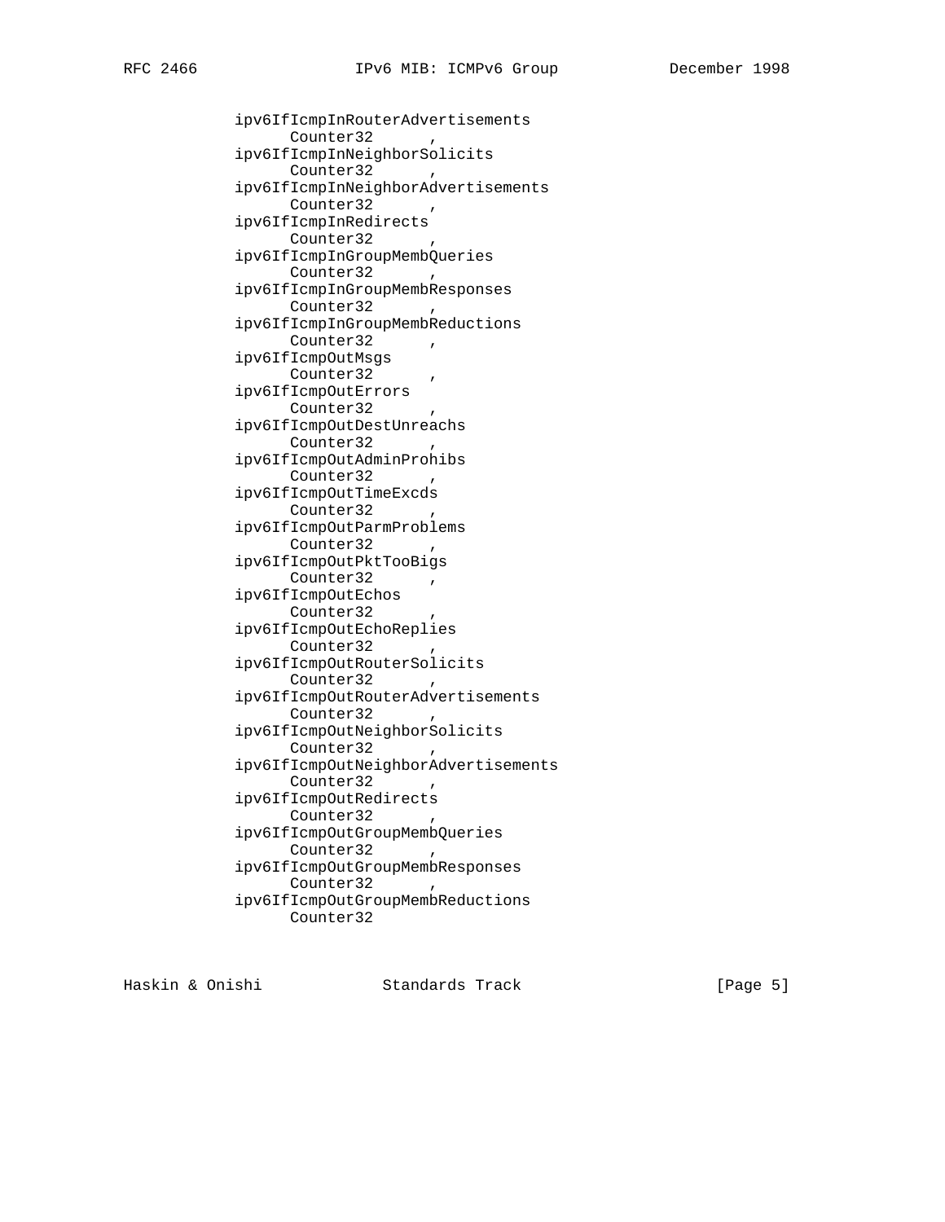```
           ipv6IfIcmpInRouterAdvertisements
                 Counter32      ,
           ipv6IfIcmpInNeighborSolicits
                 Counter32      ,
           ipv6IfIcmpInNeighborAdvertisements
                 Counter32      ,
           ipv6IfIcmpInRedirects
                 Counter32      ,
           ipv6IfIcmpInGroupMembQueries
                 Counter32      ,
           ipv6IfIcmpInGroupMembResponses
                 Counter32      ,
           ipv6IfIcmpInGroupMembReductions
                 Counter32      ,
           ipv6IfIcmpOutMsgs
                 Counter32      ,
           ipv6IfIcmpOutErrors
                 Counter32      ,
           ipv6IfIcmpOutDestUnreachs
                 Counter32      ,
           ipv6IfIcmpOutAdminProhibs
                 Counter32      ,
           ipv6IfIcmpOutTimeExcds
                 Counter32      ,
           ipv6IfIcmpOutParmProblems
                 Counter32      ,
           ipv6IfIcmpOutPktTooBigs
                 Counter32      ,
           ipv6IfIcmpOutEchos
                 Counter32      ,
           ipv6IfIcmpOutEchoReplies
                 Counter32      ,
           ipv6IfIcmpOutRouterSolicits
                 Counter32      ,
           ipv6IfIcmpOutRouterAdvertisements
                 Counter32      ,
           ipv6IfIcmpOutNeighborSolicits
                 Counter32      ,
           ipv6IfIcmpOutNeighborAdvertisements
                 Counter32      ,
           ipv6IfIcmpOutRedirects
                 Counter32      ,
           ipv6IfIcmpOutGroupMembQueries
                 Counter32      ,
           ipv6IfIcmpOutGroupMembResponses
                 Counter32      ,
           ipv6IfIcmpOutGroupMembReductions
                 Counter32
```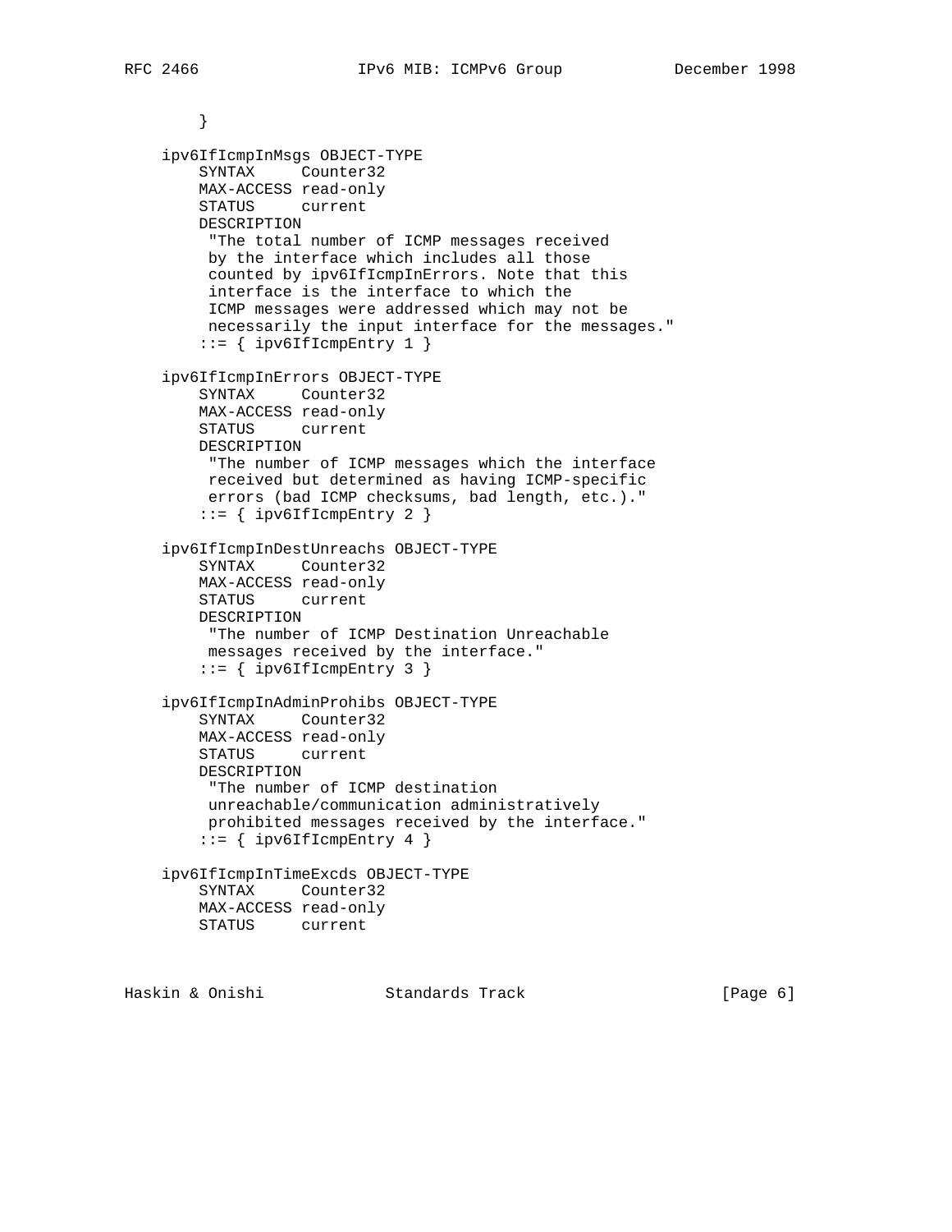```
        }

    ipv6IfIcmpInMsgs OBJECT-TYPE
        SYNTAX     Counter32
        MAX-ACCESS read-only
        STATUS     current
        DESCRIPTION
         "The total number of ICMP messages received
         by the interface which includes all those
         counted by ipv6IfIcmpInErrors. Note that this
         interface is the interface to which the
         ICMP messages were addressed which may not be
         necessarily the input interface for the messages."
        ::= { ipv6IfIcmpEntry 1 }

    ipv6IfIcmpInErrors OBJECT-TYPE
        SYNTAX     Counter32
        MAX-ACCESS read-only
        STATUS     current
        DESCRIPTION
         "The number of ICMP messages which the interface
         received but determined as having ICMP-specific
         errors (bad ICMP checksums, bad length, etc.)."
        ::= { ipv6IfIcmpEntry 2 }

    ipv6IfIcmpInDestUnreachs OBJECT-TYPE
        SYNTAX     Counter32
        MAX-ACCESS read-only
        STATUS     current
        DESCRIPTION
         "The number of ICMP Destination Unreachable
         messages received by the interface."
        ::= { ipv6IfIcmpEntry 3 }

    ipv6IfIcmpInAdminProhibs OBJECT-TYPE
        SYNTAX     Counter32
        MAX-ACCESS read-only
        STATUS     current
        DESCRIPTION
         "The number of ICMP destination
         unreachable/communication administratively
         prohibited messages received by the interface."
        ::= { ipv6IfIcmpEntry 4 }

    ipv6IfIcmpInTimeExcds OBJECT-TYPE
        SYNTAX     Counter32
        MAX-ACCESS read-only
        STATUS     current
```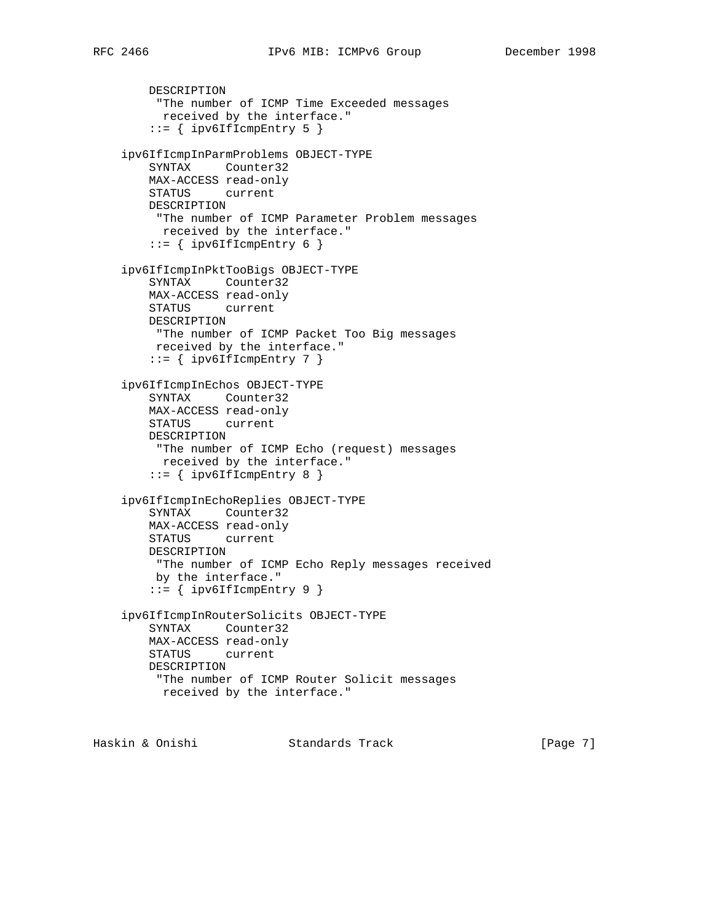```
        DESCRIPTION
         "The number of ICMP Time Exceeded messages
          received by the interface."
        ::= { ipv6IfIcmpEntry 5 }

    ipv6IfIcmpInParmProblems OBJECT-TYPE
        SYNTAX      Counter32
        MAX-ACCESS read-only
        STATUS      current
        DESCRIPTION
         "The number of ICMP Parameter Problem messages
          received by the interface."
        ::= { ipv6IfIcmpEntry 6 }

    ipv6IfIcmpInPktTooBigs OBJECT-TYPE
        SYNTAX      Counter32
        MAX-ACCESS read-only
        STATUS      current
        DESCRIPTION
         "The number of ICMP Packet Too Big messages
         received by the interface."
        ::= { ipv6IfIcmpEntry 7 }

    ipv6IfIcmpInEchos OBJECT-TYPE
        SYNTAX      Counter32
        MAX-ACCESS read-only
        STATUS      current
        DESCRIPTION
         "The number of ICMP Echo (request) messages
          received by the interface."
        ::= { ipv6IfIcmpEntry 8 }

    ipv6IfIcmpInEchoReplies OBJECT-TYPE
        SYNTAX      Counter32
        MAX-ACCESS read-only
        STATUS      current
        DESCRIPTION
         "The number of ICMP Echo Reply messages received
         by the interface."
        ::= { ipv6IfIcmpEntry 9 }

    ipv6IfIcmpInRouterSolicits OBJECT-TYPE
        SYNTAX      Counter32
        MAX-ACCESS read-only
        STATUS      current
        DESCRIPTION
         "The number of ICMP Router Solicit messages
          received by the interface."
```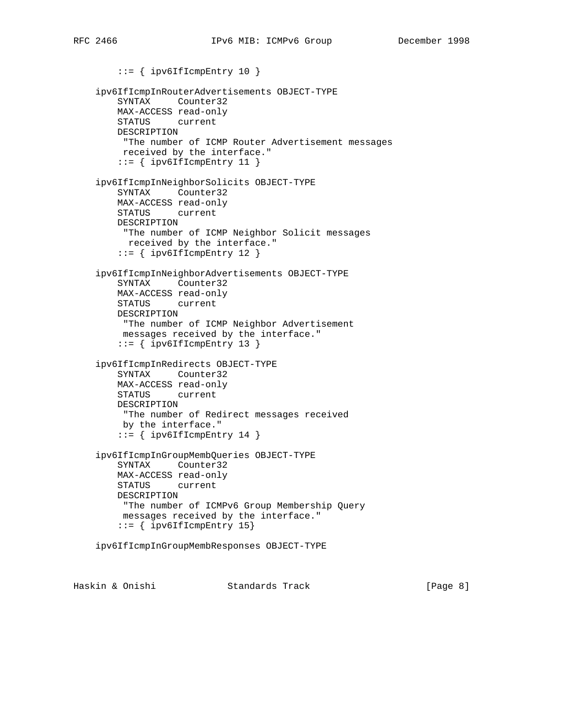```
        ::= { ipv6IfIcmpEntry 10 }

    ipv6IfIcmpInRouterAdvertisements OBJECT-TYPE
        SYNTAX      Counter32
        MAX-ACCESS read-only
        STATUS      current
        DESCRIPTION
         "The number of ICMP Router Advertisement messages
         received by the interface."
        ::= { ipv6IfIcmpEntry 11 }

    ipv6IfIcmpInNeighborSolicits OBJECT-TYPE
        SYNTAX      Counter32
        MAX-ACCESS read-only
        STATUS      current
        DESCRIPTION
         "The number of ICMP Neighbor Solicit messages
          received by the interface."
        ::= { ipv6IfIcmpEntry 12 }

    ipv6IfIcmpInNeighborAdvertisements OBJECT-TYPE
        SYNTAX      Counter32
        MAX-ACCESS read-only
        STATUS      current
        DESCRIPTION
         "The number of ICMP Neighbor Advertisement
         messages received by the interface."
        ::= { ipv6IfIcmpEntry 13 }

    ipv6IfIcmpInRedirects OBJECT-TYPE
        SYNTAX      Counter32
        MAX-ACCESS read-only
        STATUS      current
        DESCRIPTION
         "The number of Redirect messages received
         by the interface."
        ::= { ipv6IfIcmpEntry 14 }

    ipv6IfIcmpInGroupMembQueries OBJECT-TYPE
        SYNTAX      Counter32
        MAX-ACCESS read-only
        STATUS      current
        DESCRIPTION
         "The number of ICMPv6 Group Membership Query
         messages received by the interface."
        ::= { ipv6IfIcmpEntry 15}

    ipv6IfIcmpInGroupMembResponses OBJECT-TYPE
```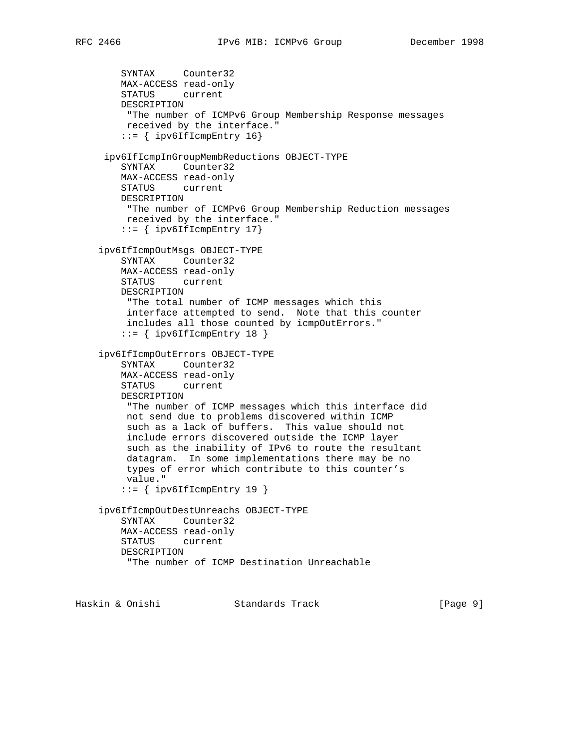```
        SYNTAX     Counter32
        MAX-ACCESS read-only
        STATUS     current
        DESCRIPTION
         "The number of ICMPv6 Group Membership Response messages
         received by the interface."
        ::= { ipv6IfIcmpEntry 16}

     ipv6IfIcmpInGroupMembReductions OBJECT-TYPE
        SYNTAX     Counter32
        MAX-ACCESS read-only
        STATUS     current
        DESCRIPTION
         "The number of ICMPv6 Group Membership Reduction messages
         received by the interface."
        ::= { ipv6IfIcmpEntry 17}

    ipv6IfIcmpOutMsgs OBJECT-TYPE
        SYNTAX     Counter32
        MAX-ACCESS read-only
        STATUS     current
        DESCRIPTION
         "The total number of ICMP messages which this
         interface attempted to send.  Note that this counter
         includes all those counted by icmpOutErrors."
        ::= { ipv6IfIcmpEntry 18 }

    ipv6IfIcmpOutErrors OBJECT-TYPE
        SYNTAX     Counter32
        MAX-ACCESS read-only
        STATUS     current
        DESCRIPTION
         "The number of ICMP messages which this interface did
         not send due to problems discovered within ICMP
         such as a lack of buffers.  This value should not
         include errors discovered outside the ICMP layer
         such as the inability of IPv6 to route the resultant
         datagram.  In some implementations there may be no
         types of error which contribute to this counter's
         value."
        ::= { ipv6IfIcmpEntry 19 }

    ipv6IfIcmpOutDestUnreachs OBJECT-TYPE
        SYNTAX     Counter32
        MAX-ACCESS read-only
        STATUS     current
        DESCRIPTION
         "The number of ICMP Destination Unreachable
```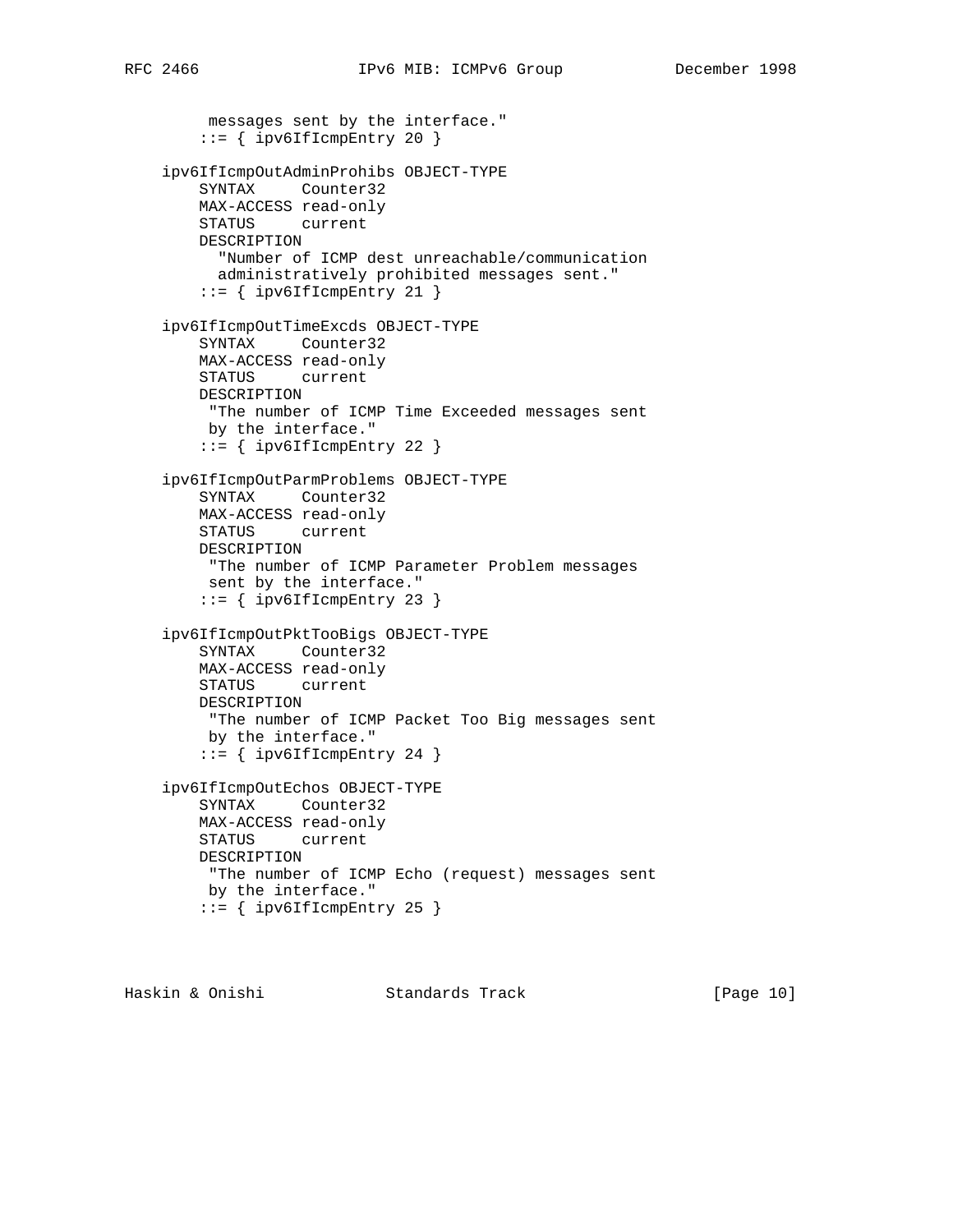```
         messages sent by the interface."
        ::= { ipv6IfIcmpEntry 20 }

    ipv6IfIcmpOutAdminProhibs OBJECT-TYPE
        SYNTAX     Counter32
        MAX-ACCESS read-only
        STATUS     current
        DESCRIPTION
          "Number of ICMP dest unreachable/communication
          administratively prohibited messages sent."
        ::= { ipv6IfIcmpEntry 21 }

    ipv6IfIcmpOutTimeExcds OBJECT-TYPE
        SYNTAX     Counter32
        MAX-ACCESS read-only
        STATUS     current
        DESCRIPTION
         "The number of ICMP Time Exceeded messages sent
         by the interface."
        ::= { ipv6IfIcmpEntry 22 }

    ipv6IfIcmpOutParmProblems OBJECT-TYPE
        SYNTAX     Counter32
        MAX-ACCESS read-only
        STATUS     current
        DESCRIPTION
         "The number of ICMP Parameter Problem messages
         sent by the interface."
        ::= { ipv6IfIcmpEntry 23 }

    ipv6IfIcmpOutPktTooBigs OBJECT-TYPE
        SYNTAX     Counter32
        MAX-ACCESS read-only
        STATUS     current
        DESCRIPTION
         "The number of ICMP Packet Too Big messages sent
         by the interface."
        ::= { ipv6IfIcmpEntry 24 }

    ipv6IfIcmpOutEchos OBJECT-TYPE
        SYNTAX     Counter32
        MAX-ACCESS read-only
        STATUS     current
        DESCRIPTION
         "The number of ICMP Echo (request) messages sent
         by the interface."
        ::= { ipv6IfIcmpEntry 25 }
```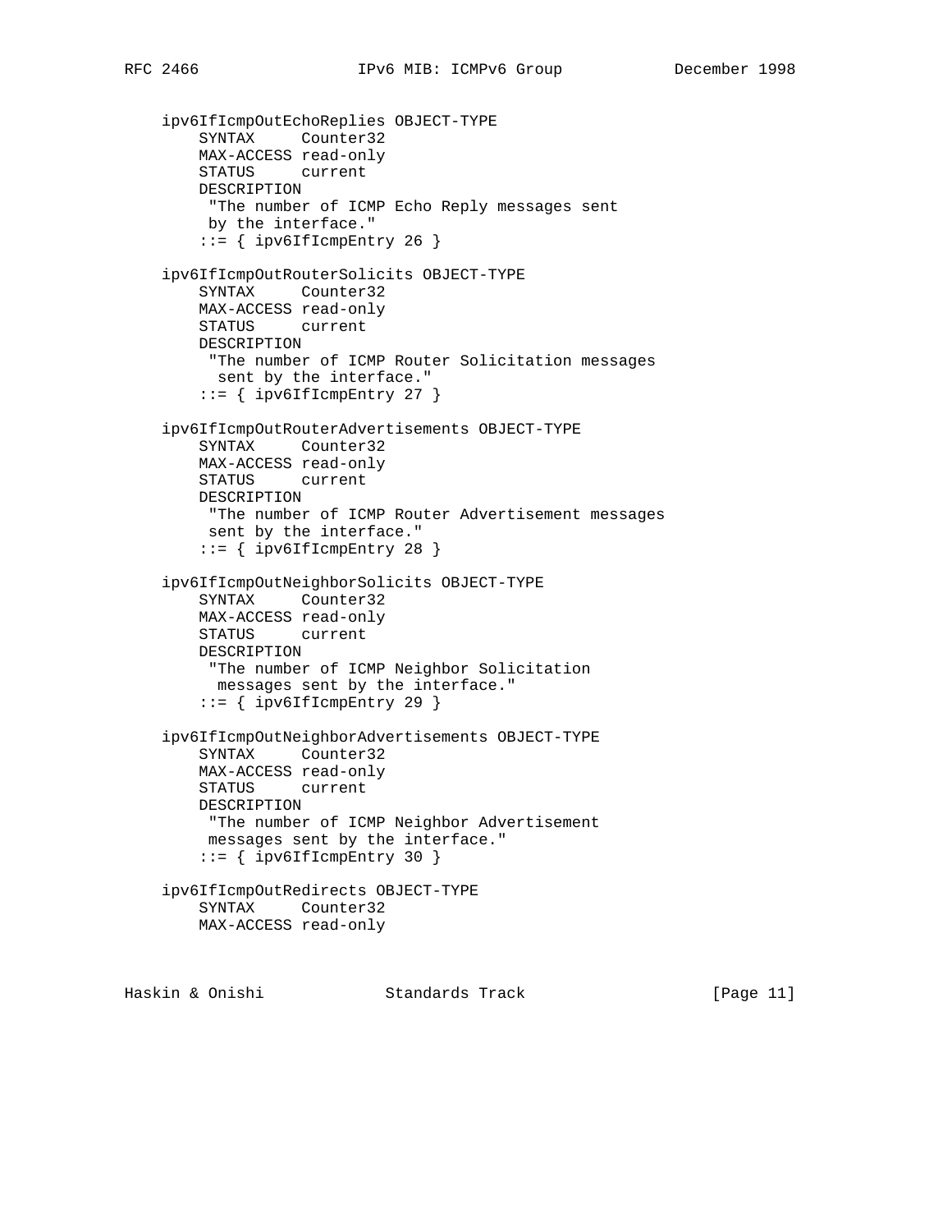```
    ipv6IfIcmpOutEchoReplies OBJECT-TYPE
        SYNTAX     Counter32
        MAX-ACCESS read-only
        STATUS     current
        DESCRIPTION
         "The number of ICMP Echo Reply messages sent
         by the interface."
        ::= { ipv6IfIcmpEntry 26 }

    ipv6IfIcmpOutRouterSolicits OBJECT-TYPE
        SYNTAX     Counter32
        MAX-ACCESS read-only
        STATUS     current
        DESCRIPTION
         "The number of ICMP Router Solicitation messages
          sent by the interface."
        ::= { ipv6IfIcmpEntry 27 }

    ipv6IfIcmpOutRouterAdvertisements OBJECT-TYPE
        SYNTAX     Counter32
        MAX-ACCESS read-only
        STATUS     current
        DESCRIPTION
         "The number of ICMP Router Advertisement messages
         sent by the interface."
        ::= { ipv6IfIcmpEntry 28 }

    ipv6IfIcmpOutNeighborSolicits OBJECT-TYPE
        SYNTAX     Counter32
        MAX-ACCESS read-only
        STATUS     current
        DESCRIPTION
         "The number of ICMP Neighbor Solicitation
          messages sent by the interface."
        ::= { ipv6IfIcmpEntry 29 }

    ipv6IfIcmpOutNeighborAdvertisements OBJECT-TYPE
        SYNTAX     Counter32
        MAX-ACCESS read-only
        STATUS     current
        DESCRIPTION
         "The number of ICMP Neighbor Advertisement
         messages sent by the interface."
        ::= { ipv6IfIcmpEntry 30 }

    ipv6IfIcmpOutRedirects OBJECT-TYPE
        SYNTAX     Counter32
        MAX-ACCESS read-only
```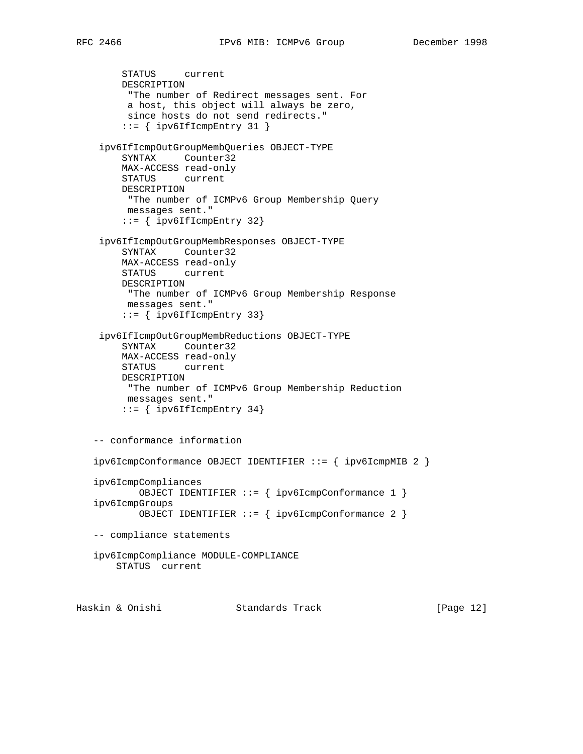```
        STATUS     current
        DESCRIPTION
         "The number of Redirect messages sent. For
         a host, this object will always be zero,
         since hosts do not send redirects."
        ::= { ipv6IfIcmpEntry 31 }

    ipv6IfIcmpOutGroupMembQueries OBJECT-TYPE
        SYNTAX     Counter32
        MAX-ACCESS read-only
        STATUS     current
        DESCRIPTION
         "The number of ICMPv6 Group Membership Query
         messages sent."
        ::= { ipv6IfIcmpEntry 32}

    ipv6IfIcmpOutGroupMembResponses OBJECT-TYPE
        SYNTAX     Counter32
        MAX-ACCESS read-only
        STATUS     current
        DESCRIPTION
         "The number of ICMPv6 Group Membership Response
         messages sent."
        ::= { ipv6IfIcmpEntry 33}

    ipv6IfIcmpOutGroupMembReductions OBJECT-TYPE
        SYNTAX     Counter32
        MAX-ACCESS read-only
        STATUS     current
        DESCRIPTION
         "The number of ICMPv6 Group Membership Reduction
         messages sent."
        ::= { ipv6IfIcmpEntry 34}


   -- conformance information

   ipv6IcmpConformance OBJECT IDENTIFIER ::= { ipv6IcmpMIB 2 }

   ipv6IcmpCompliances
           OBJECT IDENTIFIER ::= { ipv6IcmpConformance 1 }
   ipv6IcmpGroups
           OBJECT IDENTIFIER ::= { ipv6IcmpConformance 2 }

   -- compliance statements

   ipv6IcmpCompliance MODULE-COMPLIANCE
       STATUS  current
```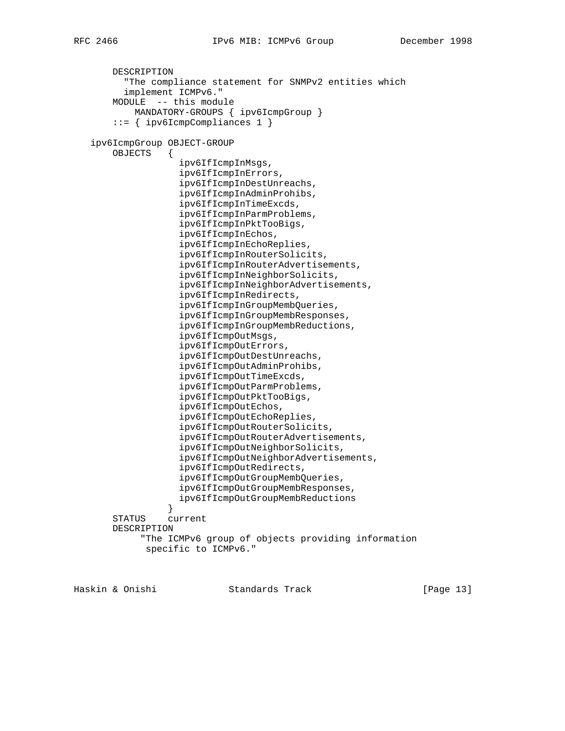```
       DESCRIPTION
         "The compliance statement for SNMPv2 entities which
         implement ICMPv6."
       MODULE  -- this module
           MANDATORY-GROUPS { ipv6IcmpGroup }
       ::= { ipv6IcmpCompliances 1 }

   ipv6IcmpGroup OBJECT-GROUP
       OBJECTS   {
                   ipv6IfIcmpInMsgs,
                   ipv6IfIcmpInErrors,
                   ipv6IfIcmpInDestUnreachs,
                   ipv6IfIcmpInAdminProhibs,
                   ipv6IfIcmpInTimeExcds,
                   ipv6IfIcmpInParmProblems,
                   ipv6IfIcmpInPktTooBigs,
                   ipv6IfIcmpInEchos,
                   ipv6IfIcmpInEchoReplies,
                   ipv6IfIcmpInRouterSolicits,
                   ipv6IfIcmpInRouterAdvertisements,
                   ipv6IfIcmpInNeighborSolicits,
                   ipv6IfIcmpInNeighborAdvertisements,
                   ipv6IfIcmpInRedirects,
                   ipv6IfIcmpInGroupMembQueries,
                   ipv6IfIcmpInGroupMembResponses,
                   ipv6IfIcmpInGroupMembReductions,
                   ipv6IfIcmpOutMsgs,
                   ipv6IfIcmpOutErrors,
                   ipv6IfIcmpOutDestUnreachs,
                   ipv6IfIcmpOutAdminProhibs,
                   ipv6IfIcmpOutTimeExcds,
                   ipv6IfIcmpOutParmProblems,
                   ipv6IfIcmpOutPktTooBigs,
                   ipv6IfIcmpOutEchos,
                   ipv6IfIcmpOutEchoReplies,
                   ipv6IfIcmpOutRouterSolicits,
                   ipv6IfIcmpOutRouterAdvertisements,
                   ipv6IfIcmpOutNeighborSolicits,
                   ipv6IfIcmpOutNeighborAdvertisements,
                   ipv6IfIcmpOutRedirects,
                   ipv6IfIcmpOutGroupMembQueries,
                   ipv6IfIcmpOutGroupMembResponses,
                   ipv6IfIcmpOutGroupMembReductions
                 }
       STATUS    current
       DESCRIPTION
            "The ICMPv6 group of objects providing information
             specific to ICMPv6."
```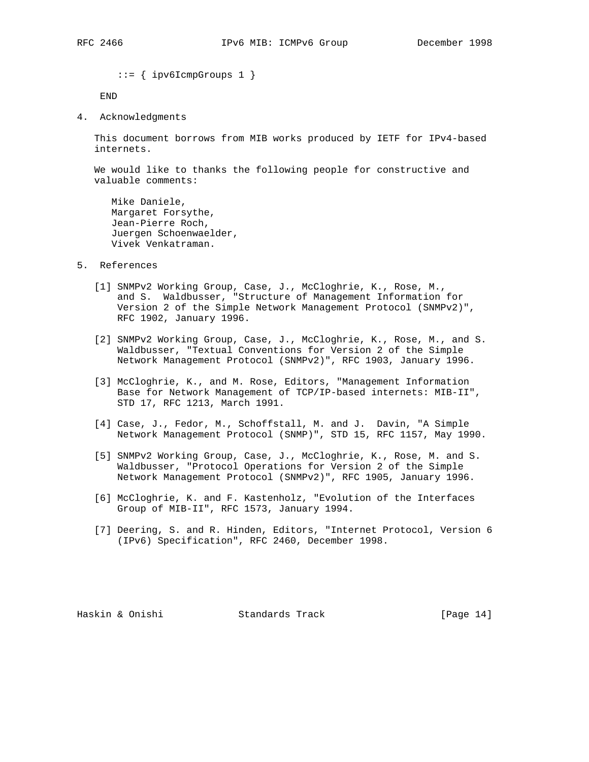```
    ::= { ipv6IcmpGroups 1 }

END
```

## 4. Acknowledgments

This document borrows from MIB works produced by IETF for IPv4-based internets.

We would like to thanks the following people for constructive and valuable comments:

Mike Daniele,
Margaret Forsythe,
Jean-Pierre Roch,
Juergen Schoenwaelder,
Vivek Venkatraman.

## 5. References

[1] SNMPv2 Working Group, Case, J., McCloghrie, K., Rose, M., and S. Waldbusser, "Structure of Management Information for Version 2 of the Simple Network Management Protocol (SNMPv2)", RFC 1902, January 1996.

[2] SNMPv2 Working Group, Case, J., McCloghrie, K., Rose, M., and S. Waldbusser, "Textual Conventions for Version 2 of the Simple Network Management Protocol (SNMPv2)", RFC 1903, January 1996.

[3] McCloghrie, K., and M. Rose, Editors, "Management Information Base for Network Management of TCP/IP-based internets: MIB-II", STD 17, RFC 1213, March 1991.

[4] Case, J., Fedor, M., Schoffstall, M. and J. Davin, "A Simple Network Management Protocol (SNMP)", STD 15, RFC 1157, May 1990.

[5] SNMPv2 Working Group, Case, J., McCloghrie, K., Rose, M. and S. Waldbusser, "Protocol Operations for Version 2 of the Simple Network Management Protocol (SNMPv2)", RFC 1905, January 1996.

[6] McCloghrie, K. and F. Kastenholz, "Evolution of the Interfaces Group of MIB-II", RFC 1573, January 1994.

[7] Deering, S. and R. Hinden, Editors, "Internet Protocol, Version 6 (IPv6) Specification", RFC 2460, December 1998.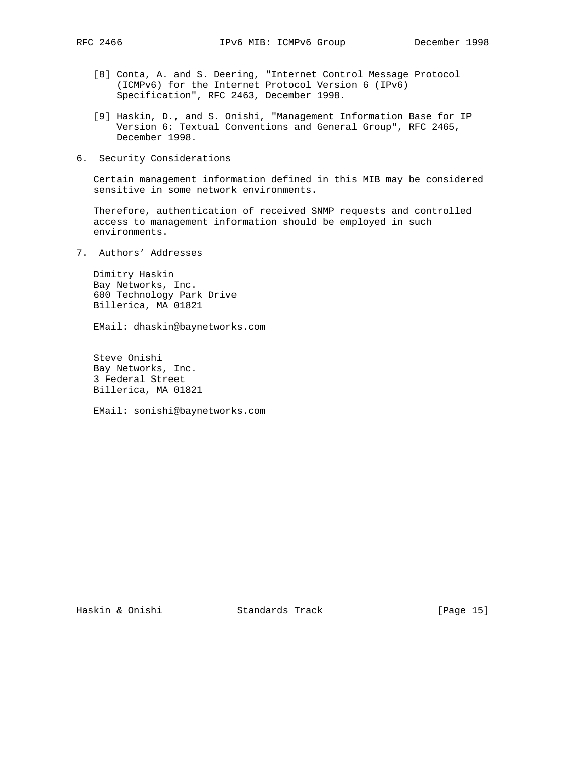[8] Conta, A. and S. Deering, "Internet Control Message Protocol (ICMPv6) for the Internet Protocol Version 6 (IPv6) Specification", RFC 2463, December 1998.

[9] Haskin, D., and S. Onishi, "Management Information Base for IP Version 6: Textual Conventions and General Group", RFC 2465, December 1998.

## 6. Security Considerations

Certain management information defined in this MIB may be considered sensitive in some network environments.

Therefore, authentication of received SNMP requests and controlled access to management information should be employed in such environments.

## 7. Authors' Addresses

Dimitry Haskin
Bay Networks, Inc.
600 Technology Park Drive
Billerica, MA 01821

EMail: dhaskin@baynetworks.com

Steve Onishi
Bay Networks, Inc.
3 Federal Street
Billerica, MA 01821

EMail: sonishi@baynetworks.com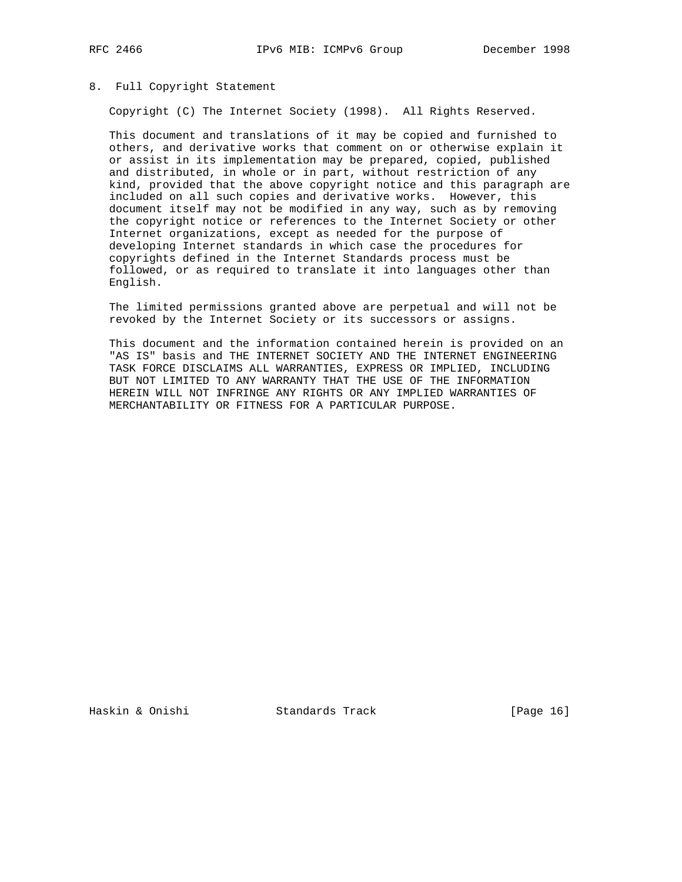## 8. Full Copyright Statement

Copyright (C) The Internet Society (1998). All Rights Reserved.

This document and translations of it may be copied and furnished to others, and derivative works that comment on or otherwise explain it or assist in its implementation may be prepared, copied, published and distributed, in whole or in part, without restriction of any kind, provided that the above copyright notice and this paragraph are included on all such copies and derivative works. However, this document itself may not be modified in any way, such as by removing the copyright notice or references to the Internet Society or other Internet organizations, except as needed for the purpose of developing Internet standards in which case the procedures for copyrights defined in the Internet Standards process must be followed, or as required to translate it into languages other than English.

The limited permissions granted above are perpetual and will not be revoked by the Internet Society or its successors or assigns.

This document and the information contained herein is provided on an "AS IS" basis and THE INTERNET SOCIETY AND THE INTERNET ENGINEERING TASK FORCE DISCLAIMS ALL WARRANTIES, EXPRESS OR IMPLIED, INCLUDING BUT NOT LIMITED TO ANY WARRANTY THAT THE USE OF THE INFORMATION HEREIN WILL NOT INFRINGE ANY RIGHTS OR ANY IMPLIED WARRANTIES OF MERCHANTABILITY OR FITNESS FOR A PARTICULAR PURPOSE.